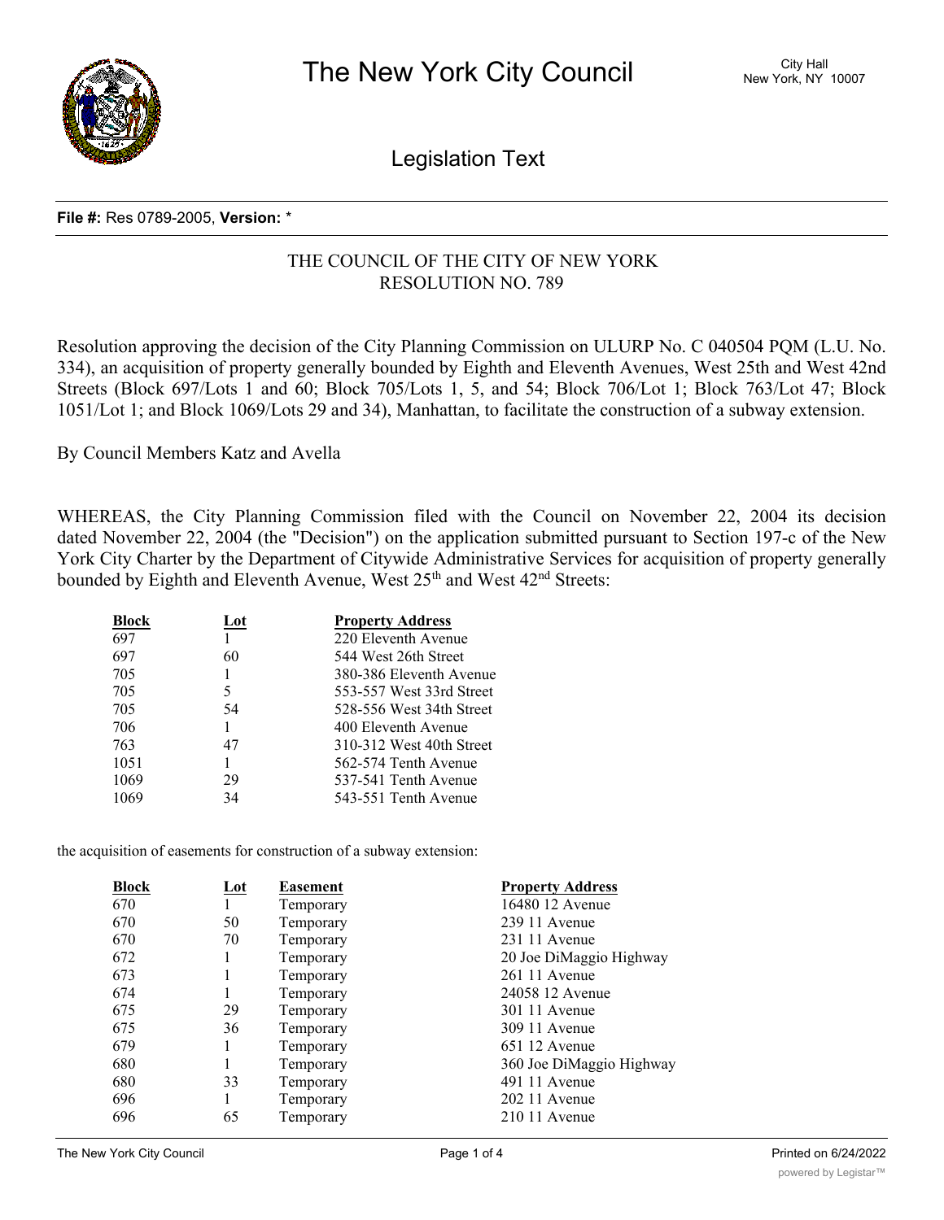**File #:** Res 0789-2005, **Version:** *

THE COUNCIL OF THE CITY OF NEW YORK
RESOLUTION NO. 789

Resolution approving the decision of the City Planning Commission on ULURP No. C 040504 PQM (L.U. No. 334), an acquisition of property generally bounded by Eighth and Eleventh Avenues, West 25th and West 42nd Streets (Block 697/Lots 1 and 60; Block 705/Lots 1, 5, and 54; Block 706/Lot 1; Block 763/Lot 47; Block 1051/Lot 1; and Block 1069/Lots 29 and 34), Manhattan, to facilitate the construction of a subway extension.

By Council Members Katz and Avella

WHEREAS, the City Planning Commission filed with the Council on November 22, 2004 its decision dated November 22, 2004 (the "Decision") on the application submitted pursuant to Section 197-c of the New York City Charter by the Department of Citywide Administrative Services for acquisition of property generally bounded by Eighth and Eleventh Avenue, West 25th and West 42nd Streets:

| Block | Lot | Property Address |
|---|---|---|
| 697 | 1 | 220 Eleventh Avenue |
| 697 | 60 | 544 West 26th Street |
| 705 | 1 | 380-386 Eleventh Avenue |
| 705 | 5 | 553-557 West 33rd Street |
| 705 | 54 | 528-556 West 34th Street |
| 706 | 1 | 400 Eleventh Avenue |
| 763 | 47 | 310-312 West 40th Street |
| 1051 | 1 | 562-574 Tenth Avenue |
| 1069 | 29 | 537-541 Tenth Avenue |
| 1069 | 34 | 543-551 Tenth Avenue |

the acquisition of easements for construction of a subway extension:

| Block | Lot | Easement | Property Address |
|---|---|---|---|
| 670 | 1 | Temporary | 16480 12 Avenue |
| 670 | 50 | Temporary | 239 11 Avenue |
| 670 | 70 | Temporary | 231 11 Avenue |
| 672 | 1 | Temporary | 20 Joe DiMaggio Highway |
| 673 | 1 | Temporary | 261 11 Avenue |
| 674 | 1 | Temporary | 24058 12 Avenue |
| 675 | 29 | Temporary | 301 11 Avenue |
| 675 | 36 | Temporary | 309 11 Avenue |
| 679 | 1 | Temporary | 651 12 Avenue |
| 680 | 1 | Temporary | 360 Joe DiMaggio Highway |
| 680 | 33 | Temporary | 491 11 Avenue |
| 696 | 1 | Temporary | 202 11 Avenue |
| 696 | 65 | Temporary | 210 11 Avenue |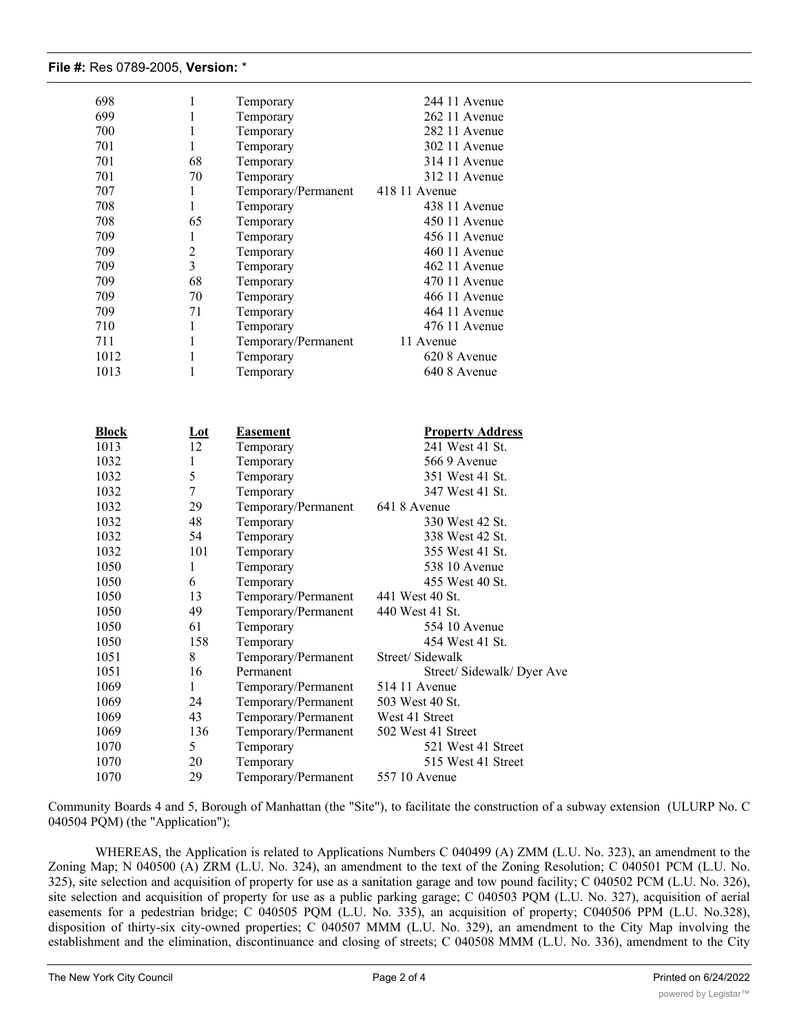| | | | |
|---|---|---|---|
| 698 | 1 | Temporary | 244 11 Avenue |
| 699 | 1 | Temporary | 262 11 Avenue |
| 700 | 1 | Temporary | 282 11 Avenue |
| 701 | 1 | Temporary | 302 11 Avenue |
| 701 | 68 | Temporary | 314 11 Avenue |
| 701 | 70 | Temporary | 312 11 Avenue |
| 707 | 1 | Temporary/Permanent | 418 11 Avenue |
| 708 | 1 | Temporary | 438 11 Avenue |
| 708 | 65 | Temporary | 450 11 Avenue |
| 709 | 1 | Temporary | 456 11 Avenue |
| 709 | 2 | Temporary | 460 11 Avenue |
| 709 | 3 | Temporary | 462 11 Avenue |
| 709 | 68 | Temporary | 470 11 Avenue |
| 709 | 70 | Temporary | 466 11 Avenue |
| 709 | 71 | Temporary | 464 11 Avenue |
| 710 | 1 | Temporary | 476 11 Avenue |
| 711 | 1 | Temporary/Permanent | 11 Avenue |
| 1012 | 1 | Temporary | 620 8 Avenue |
| 1013 | 1 | Temporary | 640 8 Avenue |

| **Block** | **Lot** | **Easement** | **Property Address** |
|---|---|---|---|
| 1013 | 12 | Temporary | 241 West 41 St. |
| 1032 | 1 | Temporary | 566 9 Avenue |
| 1032 | 5 | Temporary | 351 West 41 St. |
| 1032 | 7 | Temporary | 347 West 41 St. |
| 1032 | 29 | Temporary/Permanent | 641 8 Avenue |
| 1032 | 48 | Temporary | 330 West 42 St. |
| 1032 | 54 | Temporary | 338 West 42 St. |
| 1032 | 101 | Temporary | 355 West 41 St. |
| 1050 | 1 | Temporary | 538 10 Avenue |
| 1050 | 6 | Temporary | 455 West 40 St. |
| 1050 | 13 | Temporary/Permanent | 441 West 40 St. |
| 1050 | 49 | Temporary/Permanent | 440 West 41 St. |
| 1050 | 61 | Temporary | 554 10 Avenue |
| 1050 | 158 | Temporary | 454 West 41 St. |
| 1051 | 8 | Temporary/Permanent | Street/ Sidewalk |
| 1051 | 16 | Permanent | Street/ Sidewalk/ Dyer Ave |
| 1069 | 1 | Temporary/Permanent | 514 11 Avenue |
| 1069 | 24 | Temporary/Permanent | 503 West 40 St. |
| 1069 | 43 | Temporary/Permanent | West 41 Street |
| 1069 | 136 | Temporary/Permanent | 502 West 41 Street |
| 1070 | 5 | Temporary | 521 West 41 Street |
| 1070 | 20 | Temporary | 515 West 41 Street |
| 1070 | 29 | Temporary/Permanent | 557 10 Avenue |

Community Boards 4 and 5, Borough of Manhattan (the "Site"), to facilitate the construction of a subway extension (ULURP No. C 040504 PQM) (the "Application");

WHEREAS, the Application is related to Applications Numbers C 040499 (A) ZMM (L.U. No. 323), an amendment to the Zoning Map; N 040500 (A) ZRM (L.U. No. 324), an amendment to the text of the Zoning Resolution; C 040501 PCM (L.U. No. 325), site selection and acquisition of property for use as a sanitation garage and tow pound facility; C 040502 PCM (L.U. No. 326), site selection and acquisition of property for use as a public parking garage; C 040503 PQM (L.U. No. 327), acquisition of aerial easements for a pedestrian bridge; C 040505 PQM (L.U. No. 335), an acquisition of property; C040506 PPM (L.U. No.328), disposition of thirty-six city-owned properties; C 040507 MMM (L.U. No. 329), an amendment to the City Map involving the establishment and the elimination, discontinuance and closing of streets; C 040508 MMM (L.U. No. 336), amendment to the City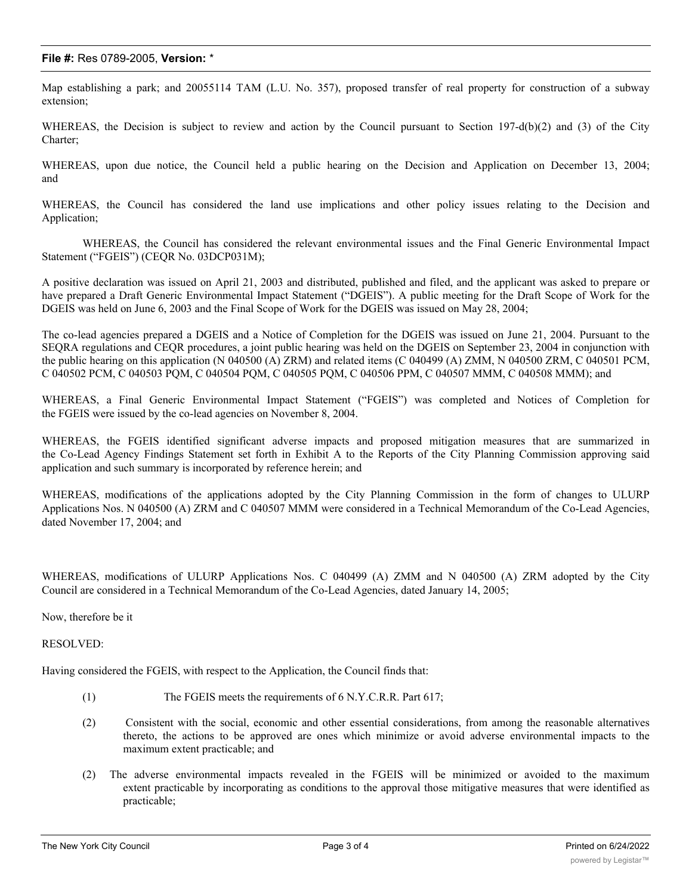Map establishing a park; and 20055114 TAM (L.U. No. 357), proposed transfer of real property for construction of a subway extension;

WHEREAS, the Decision is subject to review and action by the Council pursuant to Section 197-d(b)(2) and (3) of the City Charter;

WHEREAS, upon due notice, the Council held a public hearing on the Decision and Application on December 13, 2004; and

WHEREAS, the Council has considered the land use implications and other policy issues relating to the Decision and Application;

WHEREAS, the Council has considered the relevant environmental issues and the Final Generic Environmental Impact Statement ("FGEIS") (CEQR No. 03DCP031M);

A positive declaration was issued on April 21, 2003 and distributed, published and filed, and the applicant was asked to prepare or have prepared a Draft Generic Environmental Impact Statement ("DGEIS"). A public meeting for the Draft Scope of Work for the DGEIS was held on June 6, 2003 and the Final Scope of Work for the DGEIS was issued on May 28, 2004;

The co-lead agencies prepared a DGEIS and a Notice of Completion for the DGEIS was issued on June 21, 2004. Pursuant to the SEQRA regulations and CEQR procedures, a joint public hearing was held on the DGEIS on September 23, 2004 in conjunction with the public hearing on this application (N 040500 (A) ZRM) and related items (C 040499 (A) ZMM, N 040500 ZRM, C 040501 PCM, C 040502 PCM, C 040503 PQM, C 040504 PQM, C 040505 PQM, C 040506 PPM, C 040507 MMM, C 040508 MMM); and

WHEREAS, a Final Generic Environmental Impact Statement ("FGEIS") was completed and Notices of Completion for the FGEIS were issued by the co-lead agencies on November 8, 2004.

WHEREAS, the FGEIS identified significant adverse impacts and proposed mitigation measures that are summarized in the Co-Lead Agency Findings Statement set forth in Exhibit A to the Reports of the City Planning Commission approving said application and such summary is incorporated by reference herein; and

WHEREAS, modifications of the applications adopted by the City Planning Commission in the form of changes to ULURP Applications Nos. N 040500 (A) ZRM and C 040507 MMM were considered in a Technical Memorandum of the Co-Lead Agencies, dated November 17, 2004; and

WHEREAS, modifications of ULURP Applications Nos. C 040499 (A) ZMM and N 040500 (A) ZRM adopted by the City Council are considered in a Technical Memorandum of the Co-Lead Agencies, dated January 14, 2005;

Now, therefore be it

RESOLVED:

Having considered the FGEIS, with respect to the Application, the Council finds that:

(1) The FGEIS meets the requirements of 6 N.Y.C.R.R. Part 617;

(2) Consistent with the social, economic and other essential considerations, from among the reasonable alternatives thereto, the actions to be approved are ones which minimize or avoid adverse environmental impacts to the maximum extent practicable; and

(2) The adverse environmental impacts revealed in the FGEIS will be minimized or avoided to the maximum extent practicable by incorporating as conditions to the approval those mitigative measures that were identified as practicable;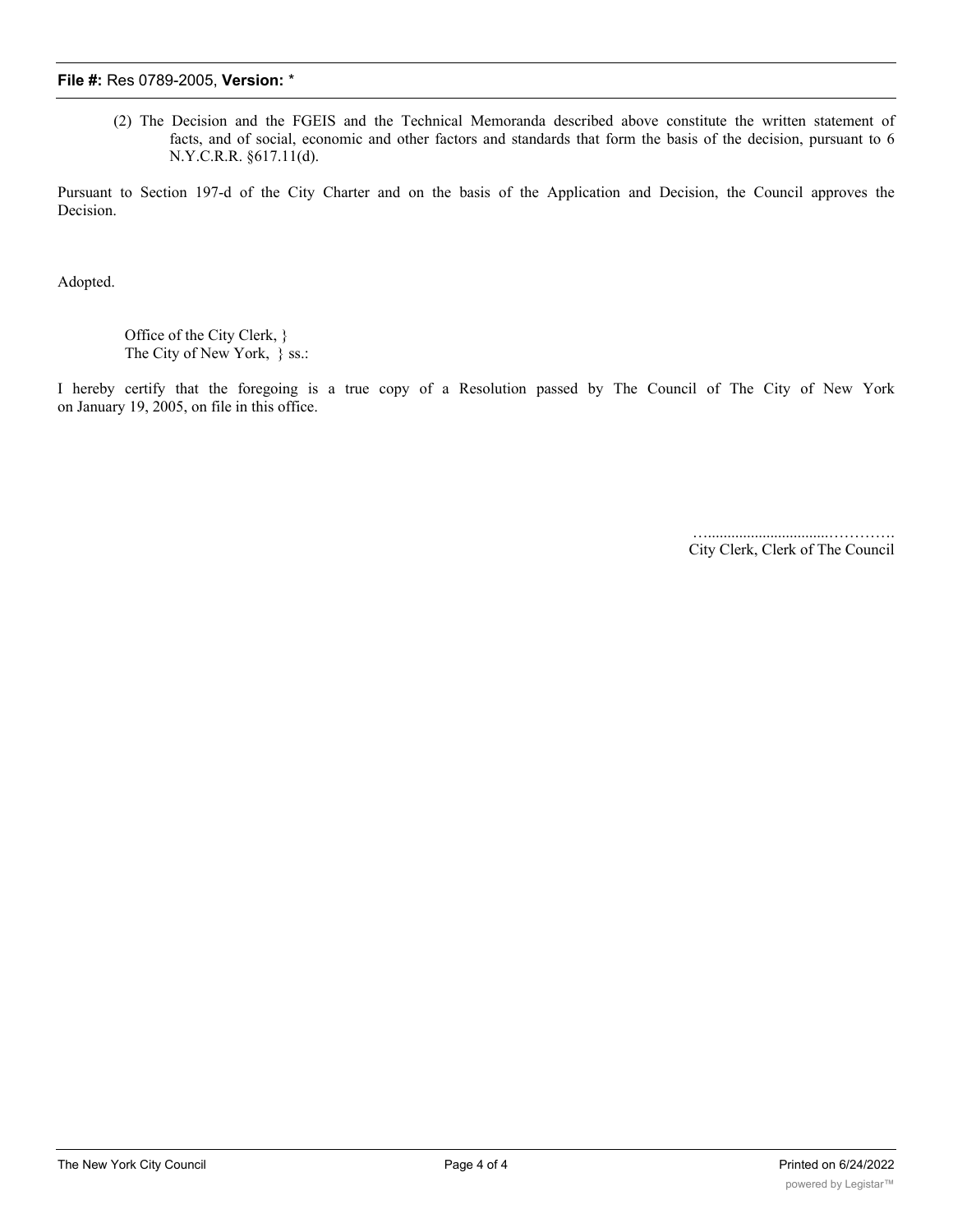(2) The Decision and the FGEIS and the Technical Memoranda described above constitute the written statement of facts, and of social, economic and other factors and standards that form the basis of the decision, pursuant to 6 N.Y.C.R.R. §617.11(d).

Pursuant to Section 197-d of the City Charter and on the basis of the Application and Decision, the Council approves the Decision.

Adopted.

Office of the City Clerk, }
The City of New York, } ss.:

I hereby certify that the foregoing is a true copy of a Resolution passed by The Council of The City of New York on January 19, 2005, on file in this office.

…..............................…………
City Clerk, Clerk of The Council